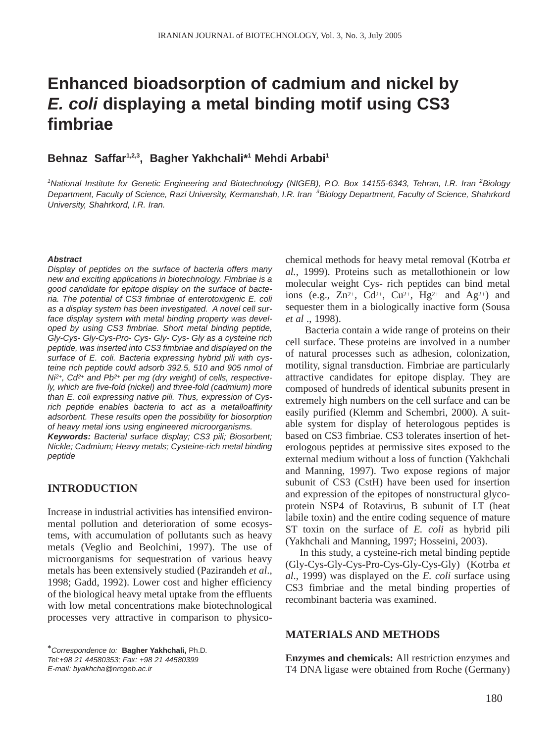# Enhanced bioadsorption of cadmium and nickel by *E. coli* displaying a metal binding motif using CS3 fimbriae

**Behnaz Saffar[1,2,3], Bagher Yakhchali*[1] Mehdi Arbabi[1]**

*[1]National Institute for Genetic Engineering and Biotechnology (NIGEB), P.O. Box 14155-6343, Tehran, I.R. Iran [2]Biology Department, Faculty of Science, Razi University, Kermanshah, I.R. Iran [3]Biology Department, Faculty of Science, Shahrkord University, Shahrkord, I.R. Iran.*

***Abstract***

*Display of peptides on the surface of bacteria offers many new and exciting applications in biotechnology. Fimbriae is a good candidate for epitope display on the surface of bacteria. The potential of CS3 fimbriae of enterotoxigenic E. coli as a display system has been investigated. A novel cell surface display system with metal binding property was developed by using CS3 fimbriae. Short metal binding peptide, Gly-Cys- Gly-Cys-Pro- Cys- Gly- Cys- Gly as a cysteine rich peptide, was inserted into CS3 fimbriae and displayed on the surface of E. coli. Bacteria expressing hybrid pili with cysteine rich peptide could adsorb 392.5, 510 and 905 nmol of $Ni^{2+}$, $Cd^{2+}$ and $Pb^{2+}$ per mg (dry weight) of cells, respectively, which are five-fold (nickel) and three-fold (cadmium) more than E. coli expressing native pili. Thus, expression of Cys-rich peptide enables bacteria to act as a metalloaffinity adsorbent. These results open the possibility for biosorption of heavy metal ions using engineered microorganisms.*

***Keywords:*** *Bacterial surface display; CS3 pili; Biosorbent; Nickle; Cadmium; Heavy metals; Cysteine-rich metal binding peptide*

## INTRODUCTION

Increase in industrial activities has intensified environmental pollution and deterioration of some ecosystems, with accumulation of pollutants such as heavy metals (Veglio and Beolchini, 1997). The use of microorganisms for sequestration of various heavy metals has been extensively studied (Pazirandeh *et al*., 1998; Gadd, 1992). Lower cost and higher efficiency of the biological heavy metal uptake from the effluents with low metal concentrations make biotechnological processes very attractive in comparison to physico-chemical methods for heavy metal removal (Kotrba *et al.*, 1999). Proteins such as metallothionein or low molecular weight Cys- rich peptides can bind metal ions (e.g., $Zn^{2+}$, $Cd^{2+}$, $Cu^{2+}$, $Hg^{2+}$ and $Ag^{2+}$) and sequester them in a biologically inactive form (Sousa *et al* ., 1998).

Bacteria contain a wide range of proteins on their cell surface. These proteins are involved in a number of natural processes such as adhesion, colonization, motility, signal transduction. Fimbriae are particularly attractive candidates for epitope display. They are composed of hundreds of identical subunits present in extremely high numbers on the cell surface and can be easily purified (Klemm and Schembri, 2000). A suitable system for display of heterologous peptides is based on CS3 fimbriae. CS3 tolerates insertion of heterologous peptides at permissive sites exposed to the external medium without a loss of function (Yakhchali and Manning, 1997). Two expose regions of major subunit of CS3 (CstH) have been used for insertion and expression of the epitopes of nonstructural glycoprotein NSP4 of Rotavirus, B subunit of LT (heat labile toxin) and the entire coding sequence of mature ST toxin on the surface of *E. coli* as hybrid pili (Yakhchali and Manning, 1997; Hosseini, 2003).

In this study, a cysteine-rich metal binding peptide (Gly-Cys-Gly-Cys-Pro-Cys-Gly-Cys-Gly) (Kotrba *et al*., 1999) was displayed on the *E. coli* surface using CS3 fimbriae and the metal binding properties of recombinant bacteria was examined.

## MATERIALS AND METHODS

**Enzymes and chemicals:** All restriction enzymes and T4 DNA ligase were obtained from Roche (Germany)

*\*Correspondence to: **Bagher Yakhchali,** Ph.D.*
*Tel:+98 21 44580353; Fax: +98 21 44580399*
*E-mail: byakhcha@nrcgeb.ac.ir*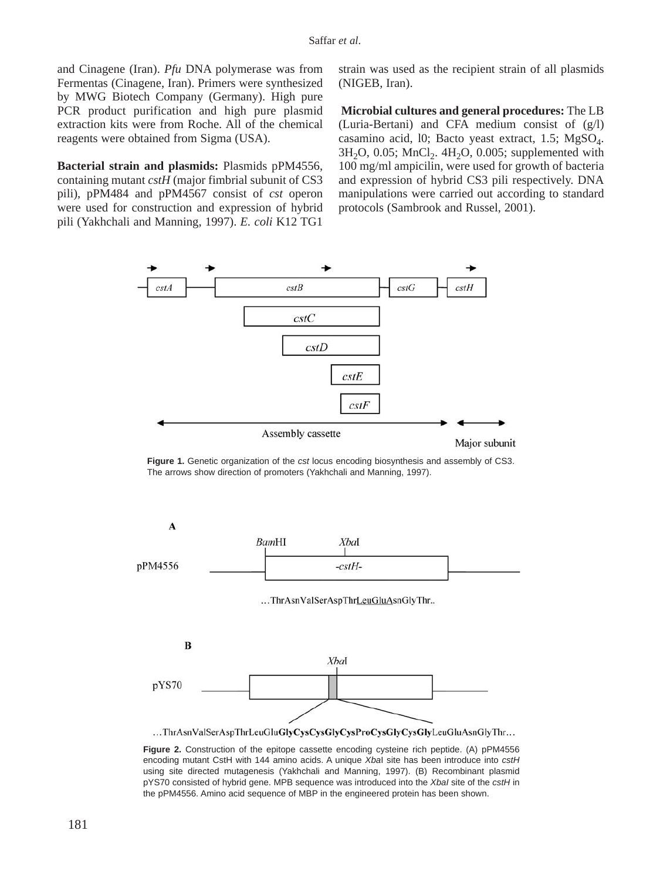and Cinagene (Iran). *Pfu* DNA polymerase was from Fermentas (Cinagene, Iran). Primers were synthesized by MWG Biotech Company (Germany). High pure PCR product purification and high pure plasmid extraction kits were from Roche. All of the chemical reagents were obtained from Sigma (USA).

**Bacterial strain and plasmids:** Plasmids pPM4556, containing mutant *cstH* (major fimbrial subunit of CS3 pili), pPM484 and pPM4567 consist of *cst* operon were used for construction and expression of hybrid pili (Yakhchali and Manning, 1997). *E. coli* K12 TG1 strain was used as the recipient strain of all plasmids (NIGEB, Iran).

**Microbial cultures and general procedures:** The LB (Luria-Bertani) and CFA medium consist of (g/l) casamino acid, l0; Bacto yeast extract, 1.5; $MgSO_4 . 3H_2O$, 0.05; $MnCl_2 . 4H_2O$, 0.005; supplemented with 100 mg/ml ampicilin, were used for growth of bacteria and expression of hybrid CS3 pili respectively. DNA manipulations were carried out according to standard protocols (Sambrook and Russel, 2001).

cstA cstB cstG cstH cstC cstD cstE cstF Assembly cassette Major subunit

**Figure 1.** Genetic organization of the *cst* locus encoding biosynthesis and assembly of CS3. The arrows show direction of promoters (Yakhchali and Manning, 1997).

A

pPM4556 BamHI XbaI -cstH-

…ThrAsnValSerAspThrLeuGluAsnGlyThr..

B

pYS70 XbaI

…ThrAsnValSerAspThrLeuGlu**GlyCysCysGlyCysProCysGlyCysGly**LeuGluAsnGlyThr…

**Figure 2.** Construction of the epitope cassette encoding cysteine rich peptide. (A) pPM4556 encoding mutant CstH with 144 amino acids. A unique *Xba*I site has been introduce into *cstH* using site directed mutagenesis (Yakhchali and Manning, 1997). (B) Recombinant plasmid pYS70 consisted of hybrid gene. MPB sequence was introduced into the *XbaI* site of the *cstH* in the pPM4556. Amino acid sequence of MBP in the engineered protein has been shown.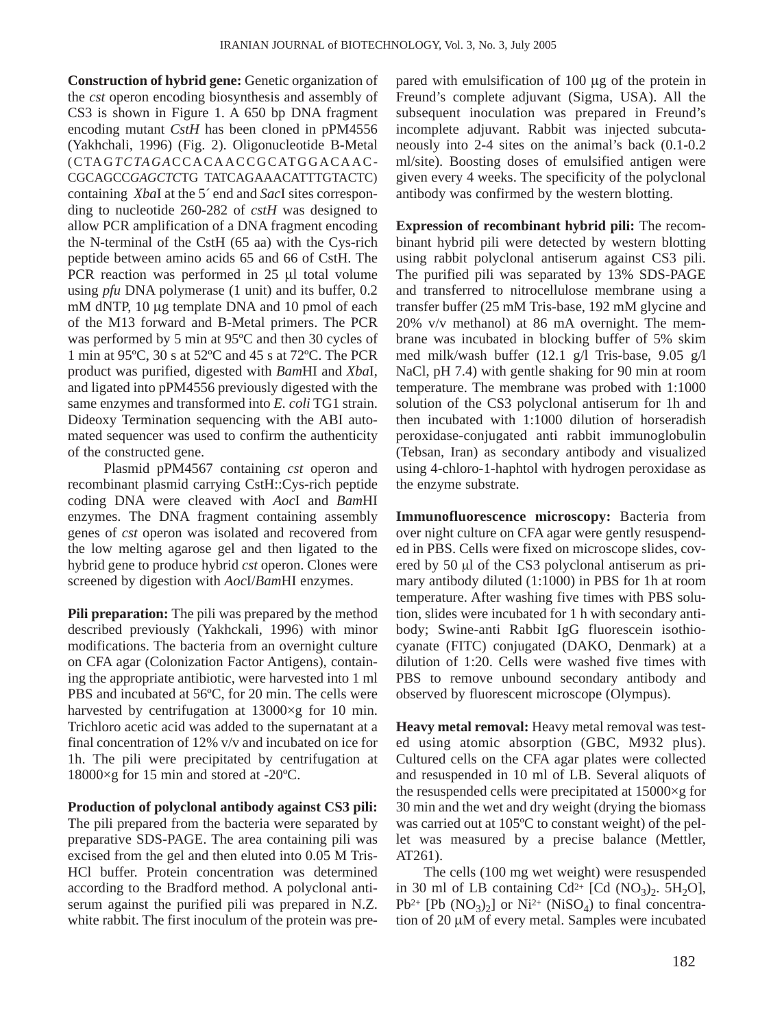**Construction of hybrid gene:** Genetic organization of the *cst* operon encoding biosynthesis and assembly of CS3 is shown in Figure 1. A 650 bp DNA fragment encoding mutant *CstH* has been cloned in pPM4556 (Yakhchali, 1996) (Fig. 2). Oligonucleotide B-Metal (CTAG*TCTAGA*CCACAACCGCATGGACAAC-CGCAGCC*GAGCTC*TG TATCAGAAACATTTGTACTC) containing *Xba*I at the 5´ end and *Sac*I sites corresponding to nucleotide 260-282 of *cstH* was designed to allow PCR amplification of a DNA fragment encoding the N-terminal of the CstH (65 aa) with the Cys-rich peptide between amino acids 65 and 66 of CstH. The PCR reaction was performed in 25 µl total volume using *pfu* DNA polymerase (1 unit) and its buffer, 0.2 mM dNTP, 10 µg template DNA and 10 pmol of each of the M13 forward and B-Metal primers. The PCR was performed by 5 min at 95ºC and then 30 cycles of 1 min at 95ºC, 30 s at 52ºC and 45 s at 72ºC. The PCR product was purified, digested with *Bam*HI and *Xba*I, and ligated into pPM4556 previously digested with the same enzymes and transformed into *E. coli* TG1 strain. Dideoxy Termination sequencing with the ABI automated sequencer was used to confirm the authenticity of the constructed gene.

Plasmid pPM4567 containing *cst* operon and recombinant plasmid carrying CstH::Cys-rich peptide coding DNA were cleaved with *Aoc*I and *Bam*HI enzymes. The DNA fragment containing assembly genes of *cst* operon was isolated and recovered from the low melting agarose gel and then ligated to the hybrid gene to produce hybrid *cst* operon. Clones were screened by digestion with *Aoc*I/*Bam*HI enzymes.

**Pili preparation:** The pili was prepared by the method described previously (Yakhckali, 1996) with minor modifications. The bacteria from an overnight culture on CFA agar (Colonization Factor Antigens), containing the appropriate antibiotic, were harvested into 1 ml PBS and incubated at 56ºC, for 20 min. The cells were harvested by centrifugation at 13000×g for 10 min. Trichloro acetic acid was added to the supernatant at a final concentration of 12% v/v and incubated on ice for 1h. The pili were precipitated by centrifugation at 18000×g for 15 min and stored at -20ºC.

**Production of polyclonal antibody against CS3 pili:** The pili prepared from the bacteria were separated by preparative SDS-PAGE. The area containing pili was excised from the gel and then eluted into 0.05 M Tris-HCl buffer. Protein concentration was determined according to the Bradford method. A polyclonal antiserum against the purified pili was prepared in N.Z. white rabbit. The first inoculum of the protein was prepared with emulsification of 100 µg of the protein in Freund's complete adjuvant (Sigma, USA). All the subsequent inoculation was prepared in Freund's incomplete adjuvant. Rabbit was injected subcutaneously into 2-4 sites on the animal's back (0.1-0.2 ml/site). Boosting doses of emulsified antigen were given every 4 weeks. The specificity of the polyclonal antibody was confirmed by the western blotting.

**Expression of recombinant hybrid pili:** The recombinant hybrid pili were detected by western blotting using rabbit polyclonal antiserum against CS3 pili. The purified pili was separated by 13% SDS-PAGE and transferred to nitrocellulose membrane using a transfer buffer (25 mM Tris-base, 192 mM glycine and 20% v/v methanol) at 86 mA overnight. The membrane was incubated in blocking buffer of 5% skim med milk/wash buffer (12.1 g/l Tris-base, 9.05 g/l NaCl, pH 7.4) with gentle shaking for 90 min at room temperature. The membrane was probed with 1:1000 solution of the CS3 polyclonal antiserum for 1h and then incubated with 1:1000 dilution of horseradish peroxidase-conjugated anti rabbit immunoglobulin (Tebsan, Iran) as secondary antibody and visualized using 4-chloro-1-haphtol with hydrogen peroxidase as the enzyme substrate.

**Immunofluorescence microscopy:** Bacteria from over night culture on CFA agar were gently resuspended in PBS. Cells were fixed on microscope slides, covered by 50 µl of the CS3 polyclonal antiserum as primary antibody diluted (1:1000) in PBS for 1h at room temperature. After washing five times with PBS solution, slides were incubated for 1 h with secondary antibody; Swine-anti Rabbit IgG fluorescein isothiocyanate (FITC) conjugated (DAKO, Denmark) at a dilution of 1:20. Cells were washed five times with PBS to remove unbound secondary antibody and observed by fluorescent microscope (Olympus).

**Heavy metal removal:** Heavy metal removal was tested using atomic absorption (GBC, M932 plus). Cultured cells on the CFA agar plates were collected and resuspended in 10 ml of LB. Several aliquots of the resuspended cells were precipitated at 15000×g for 30 min and the wet and dry weight (drying the biomass was carried out at 105ºC to constant weight) of the pellet was measured by a precise balance (Mettler, AT261).

The cells (100 mg wet weight) were resuspended in 30 ml of LB containing $Cd^{2+}$ [$Cd(NO_3)_2 \cdot 5H_2O$], $Pb^{2+}$ [$Pb(NO_3)_2$] or $Ni^{2+}$ ($NiSO_4$) to final concentration of 20 µM of every metal. Samples were incubated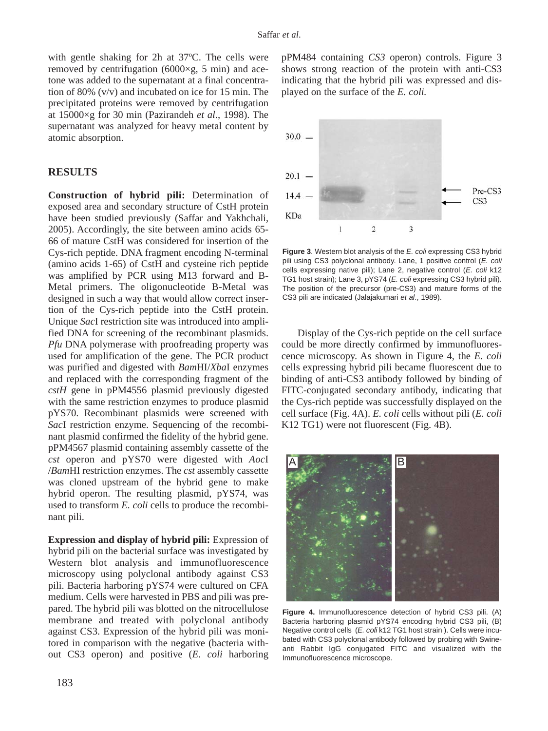with gentle shaking for 2h at 37ºC. The cells were removed by centrifugation (6000×g, 5 min) and acetone was added to the supernatant at a final concentration of 80% (v/v) and incubated on ice for 15 min. The precipitated proteins were removed by centrifugation at 15000×g for 30 min (Pazirandeh *et al*., 1998). The supernatant was analyzed for heavy metal content by atomic absorption.

## RESULTS

**Construction of hybrid pili:** Determination of exposed area and secondary structure of CstH protein have been studied previously (Saffar and Yakhchali, 2005). Accordingly, the site between amino acids 65-66 of mature CstH was considered for insertion of the Cys-rich peptide. DNA fragment encoding N-terminal (amino acids 1-65) of CstH and cysteine rich peptide was amplified by PCR using M13 forward and B-Metal primers. The oligonucleotide B-Metal was designed in such a way that would allow correct insertion of the Cys-rich peptide into the CstH protein. Unique *Sac*I restriction site was introduced into amplified DNA for screening of the recombinant plasmids. *Pfu* DNA polymerase with proofreading property was used for amplification of the gene. The PCR product was purified and digested with *Bam*HI/*Xba*I enzymes and replaced with the corresponding fragment of the *cstH* gene in pPM4556 plasmid previously digested with the same restriction enzymes to produce plasmid pYS70. Recombinant plasmids were screened with *Sac*I restriction enzyme. Sequencing of the recombinant plasmid confirmed the fidelity of the hybrid gene. pPM4567 plasmid containing assembly cassette of the *cst* operon and pYS70 were digested with *Aoc*I /*Bam*HI restriction enzymes. The *cst* assembly cassette was cloned upstream of the hybrid gene to make hybrid operon. The resulting plasmid, pYS74, was used to transform *E. coli* cells to produce the recombinant pili.

**Expression and display of hybrid pili:** Expression of hybrid pili on the bacterial surface was investigated by Western blot analysis and immunofluorescence microscopy using polyclonal antibody against CS3 pili. Bacteria harboring pYS74 were cultured on CFA medium. Cells were harvested in PBS and pili was prepared. The hybrid pili was blotted on the nitrocellulose membrane and treated with polyclonal antibody against CS3. Expression of the hybrid pili was monitored in comparison with the negative (bacteria without CS3 operon) and positive (*E. coli* harboring pPM484 containing *CS3* operon) controls. Figure 3 shows strong reaction of the protein with anti-CS3 indicating that the hybrid pili was expressed and displayed on the surface of the *E. coli.*

**Figure 3**. Western blot analysis of the *E. coli* expressing CS3 hybrid pili using CS3 polyclonal antibody. Lane, 1 positive control (*E. coli* cells expressing native pili); Lane 2, negative control (*E. coli* k12 TG1 host strain); Lane 3, pYS74 (*E. coli* expressing CS3 hybrid pili). The position of the precursor (pre-CS3) and mature forms of the CS3 pili are indicated (Jalajakumari *et al*., 1989).

Display of the Cys-rich peptide on the cell surface could be more directly confirmed by immunofluorescence microscopy. As shown in Figure 4, the *E. coli* cells expressing hybrid pili became fluorescent due to binding of anti-CS3 antibody followed by binding of FITC-conjugated secondary antibody, indicating that the Cys-rich peptide was successfully displayed on the cell surface (Fig. 4A). *E. coli* cells without pili (*E. coli* K12 TG1) were not fluorescent (Fig. 4B).

**Figure 4.** Immunofluorescence detection of hybrid CS3 pili. (A) Bacteria harboring plasmid pYS74 encoding hybrid CS3 pili, (B) Negative control cells (*E. coli* k12 TG1 host strain ). Cells were incubated with CS3 polyclonal antibody followed by probing with Swine-anti Rabbit IgG conjugated FITC and visualized with the Immunofluorescence microscope.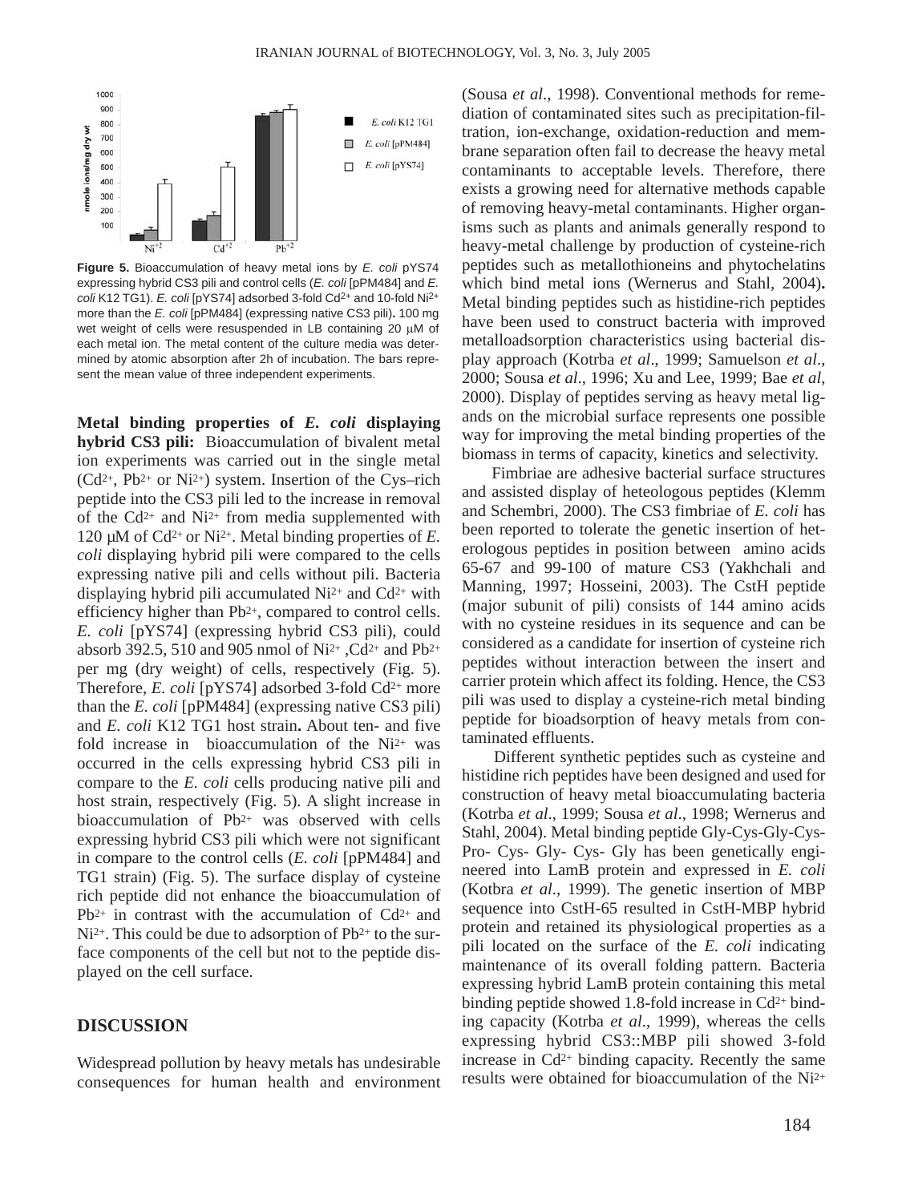**Figure 5.** Bioaccumulation of heavy metal ions by *E. coli* pYS74 expressing hybrid CS3 pili and control cells (*E. coli* [pPM484] and *E. coli* K12 TG1). *E. coli* [pYS74] adsorbed 3-fold $Cd^{2+}$ and 10-fold $Ni^{2+}$ more than the *E. coli* [pPM484] (expressing native CS3 pili). 100 mg wet weight of cells were resuspended in LB containing 20 μM of each metal ion. The metal content of the culture media was determined by atomic absorption after 2h of incubation. The bars represent the mean value of three independent experiments.

**Metal binding properties of *E. coli* displaying hybrid CS3 pili:** Bioaccumulation of bivalent metal ion experiments was carried out in the single metal ($Cd^{2+}$, $Pb^{2+}$ or $Ni^{2+}$) system. Insertion of the Cys–rich peptide into the CS3 pili led to the increase in removal of the $Cd^{2+}$ and $Ni^{2+}$ from media supplemented with 120 μM of $Cd^{2+}$ or $Ni^{2+}$. Metal binding properties of *E. coli* displaying hybrid pili were compared to the cells expressing native pili and cells without pili. Bacteria displaying hybrid pili accumulated $Ni^{2+}$ and $Cd^{2+}$ with efficiency higher than $Pb^{2+}$, compared to control cells. *E. coli* [pYS74] (expressing hybrid CS3 pili), could absorb 392.5, 510 and 905 nmol of $Ni^{2+}$ ,$Cd^{2+}$ and $Pb^{2+}$ per mg (dry weight) of cells, respectively (Fig. 5). Therefore, *E. coli* [pYS74] adsorbed 3-fold $Cd^{2+}$ more than the *E. coli* [pPM484] (expressing native CS3 pili) and *E. coli* K12 TG1 host strain**.** About ten- and five fold increase in bioaccumulation of the $Ni^{2+}$ was occurred in the cells expressing hybrid CS3 pili in compare to the *E. coli* cells producing native pili and host strain, respectively (Fig. 5). A slight increase in bioaccumulation of $Pb^{2+}$ was observed with cells expressing hybrid CS3 pili which were not significant in compare to the control cells (*E. coli* [pPM484] and TG1 strain) (Fig. 5). The surface display of cysteine rich peptide did not enhance the bioaccumulation of $Pb^{2+}$ in contrast with the accumulation of $Cd^{2+}$ and $Ni^{2+}$. This could be due to adsorption of $Pb^{2+}$ to the surface components of the cell but not to the peptide displayed on the cell surface.

## DISCUSSION

Widespread pollution by heavy metals has undesirable consequences for human health and environment (Sousa *et al*., 1998). Conventional methods for remediation of contaminated sites such as precipitation-filtration, ion-exchange, oxidation-reduction and membrane separation often fail to decrease the heavy metal contaminants to acceptable levels. Therefore, there exists a growing need for alternative methods capable of removing heavy-metal contaminants. Higher organisms such as plants and animals generally respond to heavy-metal challenge by production of cysteine-rich peptides such as metallothioneins and phytochelatins which bind metal ions (Wernerus and Stahl, 2004)**.** Metal binding peptides such as histidine-rich peptides have been used to construct bacteria with improved metalloadsorption characteristics using bacterial display approach (Kotrba *et al*., 1999; Samuelson *et al*., 2000; Sousa *et al*., 1996; Xu and Lee, 1999; Bae *et al*, 2000). Display of peptides serving as heavy metal ligands on the microbial surface represents one possible way for improving the metal binding properties of the biomass in terms of capacity, kinetics and selectivity.

Fimbriae are adhesive bacterial surface structures and assisted display of heteologous peptides (Klemm and Schembri, 2000). The CS3 fimbriae of *E. coli* has been reported to tolerate the genetic insertion of heterologous peptides in position between amino acids 65-67 and 99-100 of mature CS3 (Yakhchali and Manning, 1997; Hosseini, 2003). The CstH peptide (major subunit of pili) consists of 144 amino acids with no cysteine residues in its sequence and can be considered as a candidate for insertion of cysteine rich peptides without interaction between the insert and carrier protein which affect its folding. Hence, the CS3 pili was used to display a cysteine-rich metal binding peptide for bioadsorption of heavy metals from contaminated effluents.

Different synthetic peptides such as cysteine and histidine rich peptides have been designed and used for construction of heavy metal bioaccumulating bacteria (Kotrba *et al*., 1999; Sousa *et al*., 1998; Wernerus and Stahl, 2004). Metal binding peptide Gly-Cys-Gly-Cys-Pro- Cys- Gly- Cys- Gly has been genetically engineered into LamB protein and expressed in *E. coli* (Kotbra *et al*., 1999). The genetic insertion of MBP sequence into CstH-65 resulted in CstH-MBP hybrid protein and retained its physiological properties as a pili located on the surface of the *E. coli* indicating maintenance of its overall folding pattern. Bacteria expressing hybrid LamB protein containing this metal binding peptide showed 1.8-fold increase in $Cd^{2+}$ binding capacity (Kotrba *et al*., 1999), whereas the cells expressing hybrid CS3::MBP pili showed 3-fold increase in $Cd^{2+}$ binding capacity. Recently the same results were obtained for bioaccumulation of the $Ni^{2+}$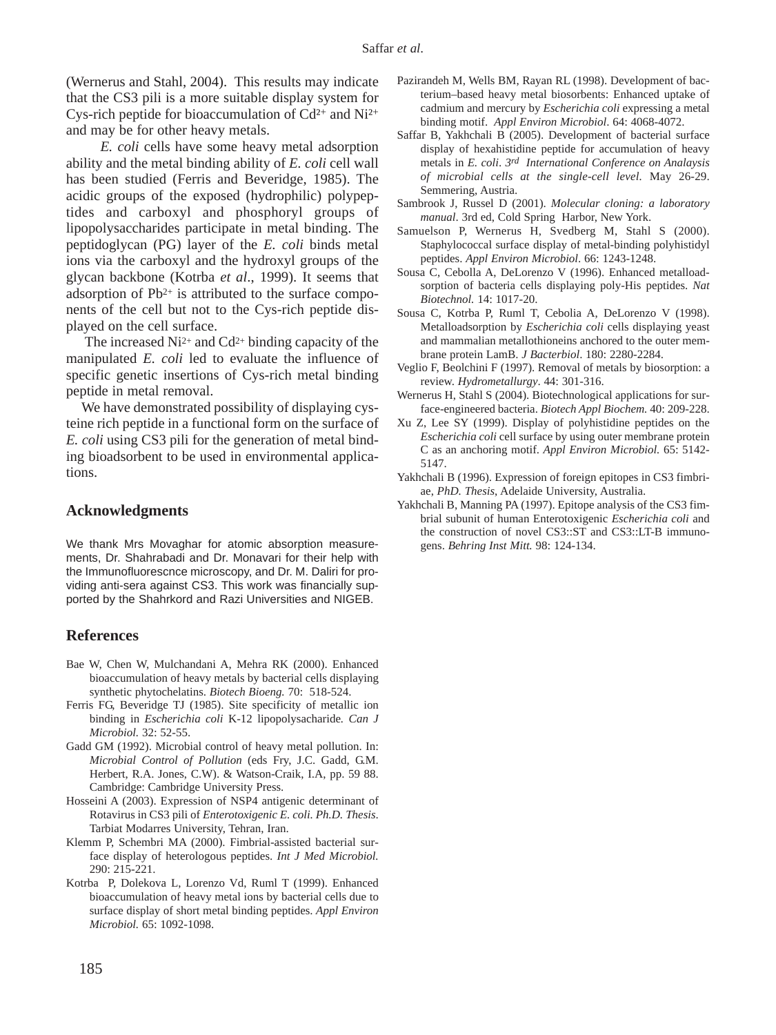(Wernerus and Stahl, 2004). This results may indicate that the CS3 pili is a more suitable display system for Cys-rich peptide for bioaccumulation of $Cd^{2+}$ and $Ni^{2+}$ and may be for other heavy metals.

*E. coli* cells have some heavy metal adsorption ability and the metal binding ability of *E. coli* cell wall has been studied (Ferris and Beveridge, 1985). The acidic groups of the exposed (hydrophilic) polypeptides and carboxyl and phosphoryl groups of lipopolysaccharides participate in metal binding. The peptidoglycan (PG) layer of the *E. coli* binds metal ions via the carboxyl and the hydroxyl groups of the glycan backbone (Kotrba *et al*., 1999). It seems that adsorption of $Pb^{2+}$ is attributed to the surface components of the cell but not to the Cys-rich peptide displayed on the cell surface.

The increased $Ni^{2+}$ and $Cd^{2+}$ binding capacity of the manipulated *E. coli* led to evaluate the influence of specific genetic insertions of Cys-rich metal binding peptide in metal removal.

We have demonstrated possibility of displaying cysteine rich peptide in a functional form on the surface of *E. coli* using CS3 pili for the generation of metal binding bioadsorbent to be used in environmental applications.

## Acknowledgments

We thank Mrs Movaghar for atomic absorption measurements, Dr. Shahrabadi and Dr. Monavari for their help with the Immunofluorescnce microscopy, and Dr. M. Daliri for providing anti-sera against CS3. This work was financially supported by the Shahrkord and Razi Universities and NIGEB.

## References

Bae W, Chen W, Mulchandani A, Mehra RK (2000). Enhanced bioaccumulation of heavy metals by bacterial cells displaying synthetic phytochelatins. *Biotech Bioeng.* 70: 518-524.

Ferris FG, Beveridge TJ (1985). Site specificity of metallic ion binding in *Escherichia coli* K-12 lipopolysacharide*. Can J Microbiol.* 32: 52-55.

Gadd GM (1992). Microbial control of heavy metal pollution. In: *Microbial Control of Pollution* (eds Fry, J.C. Gadd, G.M. Herbert, R.A. Jones, C.W). & Watson-Craik, I.A, pp. 59 88. Cambridge: Cambridge University Press.

Hosseini A (2003). Expression of NSP4 antigenic determinant of Rotavirus in CS3 pili of *Enterotoxigenic E. coli. Ph.D. Thesis*. Tarbiat Modarres University, Tehran, Iran.

Klemm P, Schembri MA (2000). Fimbrial-assisted bacterial surface display of heterologous peptides. *Int J Med Microbiol.* 290: 215-221.

Kotrba P, Dolekova L, Lorenzo Vd, Ruml T (1999). Enhanced bioaccumulation of heavy metal ions by bacterial cells due to surface display of short metal binding peptides. *Appl Environ Microbiol.* 65: 1092-1098.

Pazirandeh M, Wells BM, Rayan RL (1998). Development of bacterium–based heavy metal biosorbents: Enhanced uptake of cadmium and mercury by *Escherichia coli* expressing a metal binding motif. *Appl Environ Microbiol*. 64: 4068-4072.

Saffar B, Yakhchali B (2005). Development of bacterial surface display of hexahistidine peptide for accumulation of heavy metals in *E. coli*. *3rd International Conference on Analysis of microbial cells at the single-cell level.* May 26-29. Semmering, Austria.

Sambrook J, Russel D (2001). *Molecular cloning: a laboratory manual*. 3rd ed, Cold Spring Harbor, New York.

Samuelson P, Wernerus H, Svedberg M, Stahl S (2000). Staphylococcal surface display of metal-binding polyhistidyl peptides. *Appl Environ Microbiol*. 66: 1243-1248.

Sousa C, Cebolla A, DeLorenzo V (1996). Enhanced metalloadsorption of bacteria cells displaying poly-His peptides. *Nat Biotechnol.* 14: 1017-20.

Sousa C, Kotrba P, Ruml T, Cebolia A, DeLorenzo V (1998). Metalloadsorption by *Escherichia coli* cells displaying yeast and mammalian metallothioneins anchored to the outer membrane protein LamB. *J Bacterbiol*. 180: 2280-2284.

Veglio F, Beolchini F (1997). Removal of metals by biosorption: a review. *Hydrometallurgy*. 44: 301-316.

Wernerus H, Stahl S (2004). Biotechnological applications for surface-engineeered bacteria. *Biotech Appl Biochem.* 40: 209-228.

Xu Z, Lee SY (1999). Display of polyhistidine peptides on the *Escherichia coli* cell surface by using outer membrane protein C as an anchoring motif. *Appl Environ Microbiol.* 65: 5142-5147.

Yakhchali B (1996). Expression of foreign epitopes in CS3 fimbriae, *PhD. Thesis*, Adelaide University, Australia.

Yakhchali B, Manning PA (1997). Epitope analysis of the CS3 fimbrial subunit of human Enterotoxigenic *Escherichia coli* and the construction of novel CS3::ST and CS3::LT-B immunogens. *Behring Inst Mitt.* 98: 124-134.